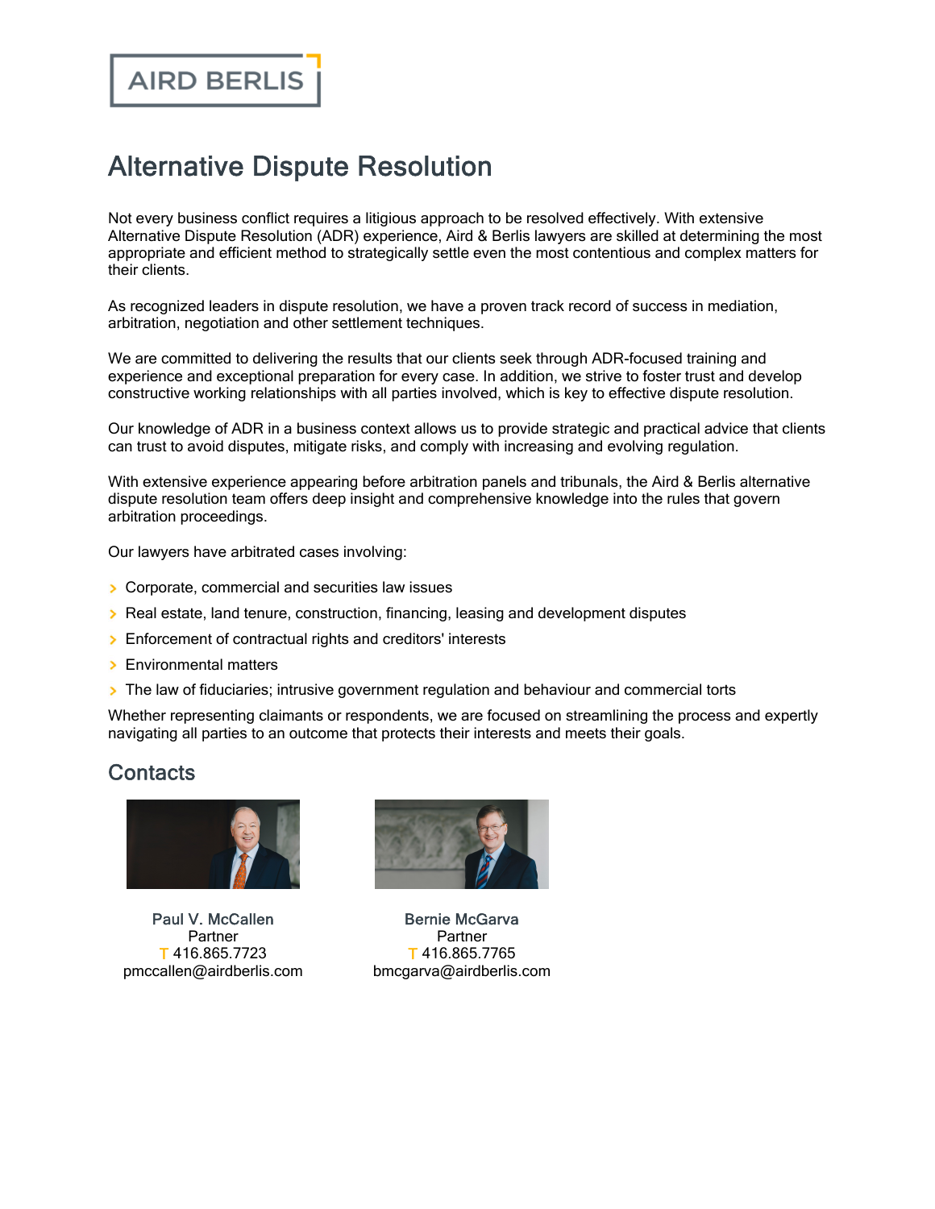AIRD BERLIS

# Alternative Dispute Resolution

Not every business conflict requires a litigious approach to be resolved effectively. With extensive Alternative Dispute Resolution (ADR) experience, Aird & Berlis lawyers are skilled at determining the most appropriate and efficient method to strategically settle even the most contentious and complex matters for their clients.

As recognized leaders in dispute resolution, we have a proven track record of success in mediation, arbitration, negotiation and other settlement techniques.

We are committed to delivering the results that our clients seek through ADR-focused training and experience and exceptional preparation for every case. In addition, we strive to foster trust and develop constructive working relationships with all parties involved, which is key to effective dispute resolution.

Our knowledge of ADR in a business context allows us to provide strategic and practical advice that clients can trust to avoid disputes, mitigate risks, and comply with increasing and evolving regulation.

With extensive experience appearing before arbitration panels and tribunals, the Aird & Berlis alternative dispute resolution team offers deep insight and comprehensive knowledge into the rules that govern arbitration proceedings.

Our lawyers have arbitrated cases involving:

- Corporate, commercial and securities law issues
- Real estate, land tenure, construction, financing, leasing and development disputes
- Enforcement of contractual rights and creditors' interests
- Environmental matters
- The law of fiduciaries; intrusive government regulation and behaviour and commercial torts

Whether representing claimants or respondents, we are focused on streamlining the process and expertly navigating all parties to an outcome that protects their interests and meets their goals.

## Contacts

**Paul V. McCallen**
Partner
T 416.865.7723
pmccallen@airdberlis.com

**Bernie McGarva**
Partner
T 416.865.7765
bmcgarva@airdberlis.com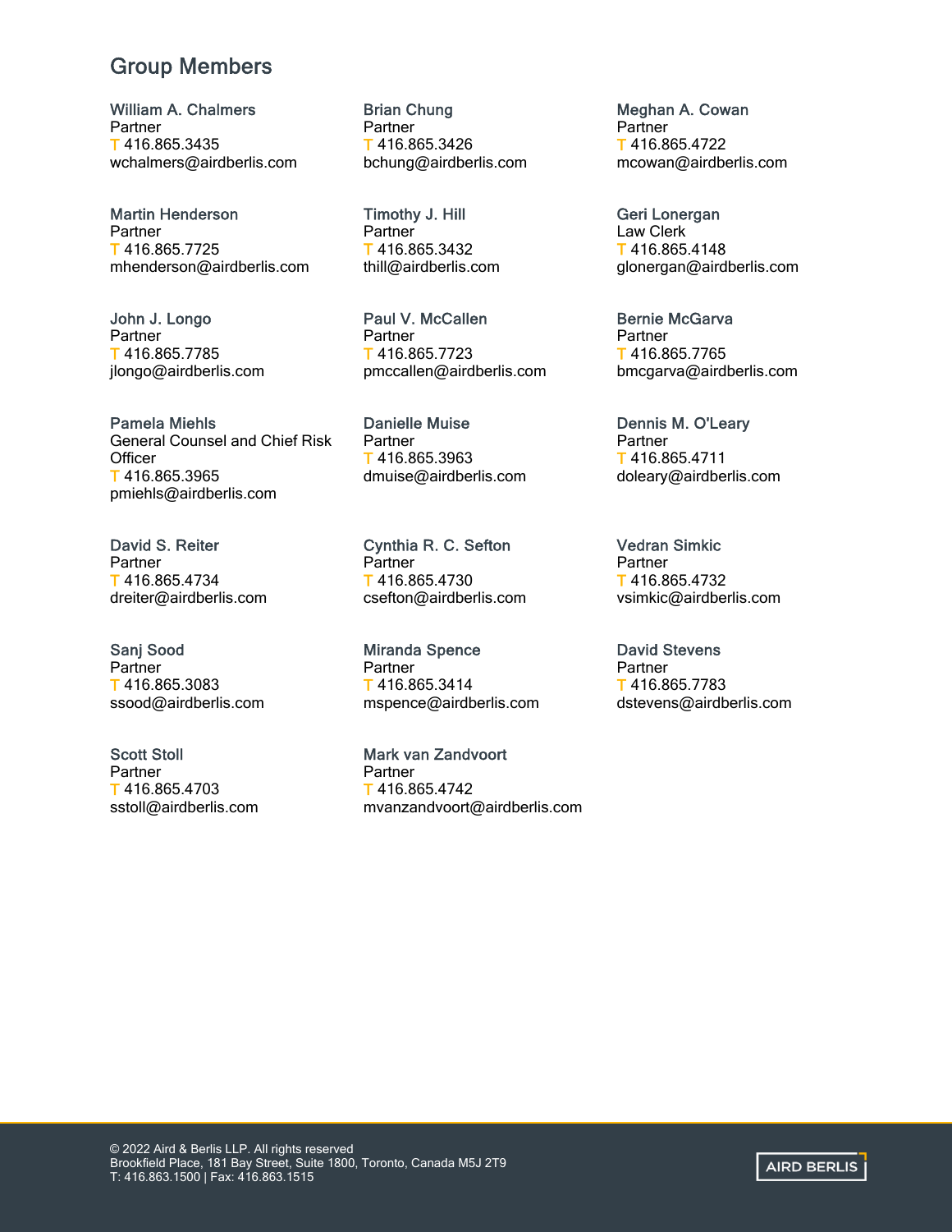## Group Members

**William A. Chalmers**
Partner
T 416.865.3435
wchalmers@airdberlis.com

**Brian Chung**
Partner
T 416.865.3426
bchung@airdberlis.com

**Meghan A. Cowan**
Partner
T 416.865.4722
mcowan@airdberlis.com

**Martin Henderson**
Partner
T 416.865.7725
mhenderson@airdberlis.com

**Timothy J. Hill**
Partner
T 416.865.3432
thill@airdberlis.com

**Geri Lonergan**
Law Clerk
T 416.865.4148
glonergan@airdberlis.com

**John J. Longo**
Partner
T 416.865.7785
jlongo@airdberlis.com

**Paul V. McCallen**
Partner
T 416.865.7723
pmccallen@airdberlis.com

**Bernie McGarva**
Partner
T 416.865.7765
bmcgarva@airdberlis.com

**Pamela Miehls**
General Counsel and Chief Risk Officer
T 416.865.3965
pmiehls@airdberlis.com

**Danielle Muise**
Partner
T 416.865.3963
dmuise@airdberlis.com

**Dennis M. O'Leary**
Partner
T 416.865.4711
doleary@airdberlis.com

**David S. Reiter**
Partner
T 416.865.4734
dreiter@airdberlis.com

**Cynthia R. C. Sefton**
Partner
T 416.865.4730
csefton@airdberlis.com

**Vedran Simkic**
Partner
T 416.865.4732
vsimkic@airdberlis.com

**Sanj Sood**
Partner
T 416.865.3083
ssood@airdberlis.com

**Miranda Spence**
Partner
T 416.865.3414
mspence@airdberlis.com

**David Stevens**
Partner
T 416.865.7783
dstevens@airdberlis.com

**Scott Stoll**
Partner
T 416.865.4703
sstoll@airdberlis.com

**Mark van Zandvoort**
Partner
T 416.865.4742
mvanzandvoort@airdberlis.com

© 2022 Aird & Berlis LLP. All rights reserved
Brookfield Place, 181 Bay Street, Suite 1800, Toronto, Canada M5J 2T9
T: 416.863.1500 | Fax: 416.863.1515

AIRD BERLIS